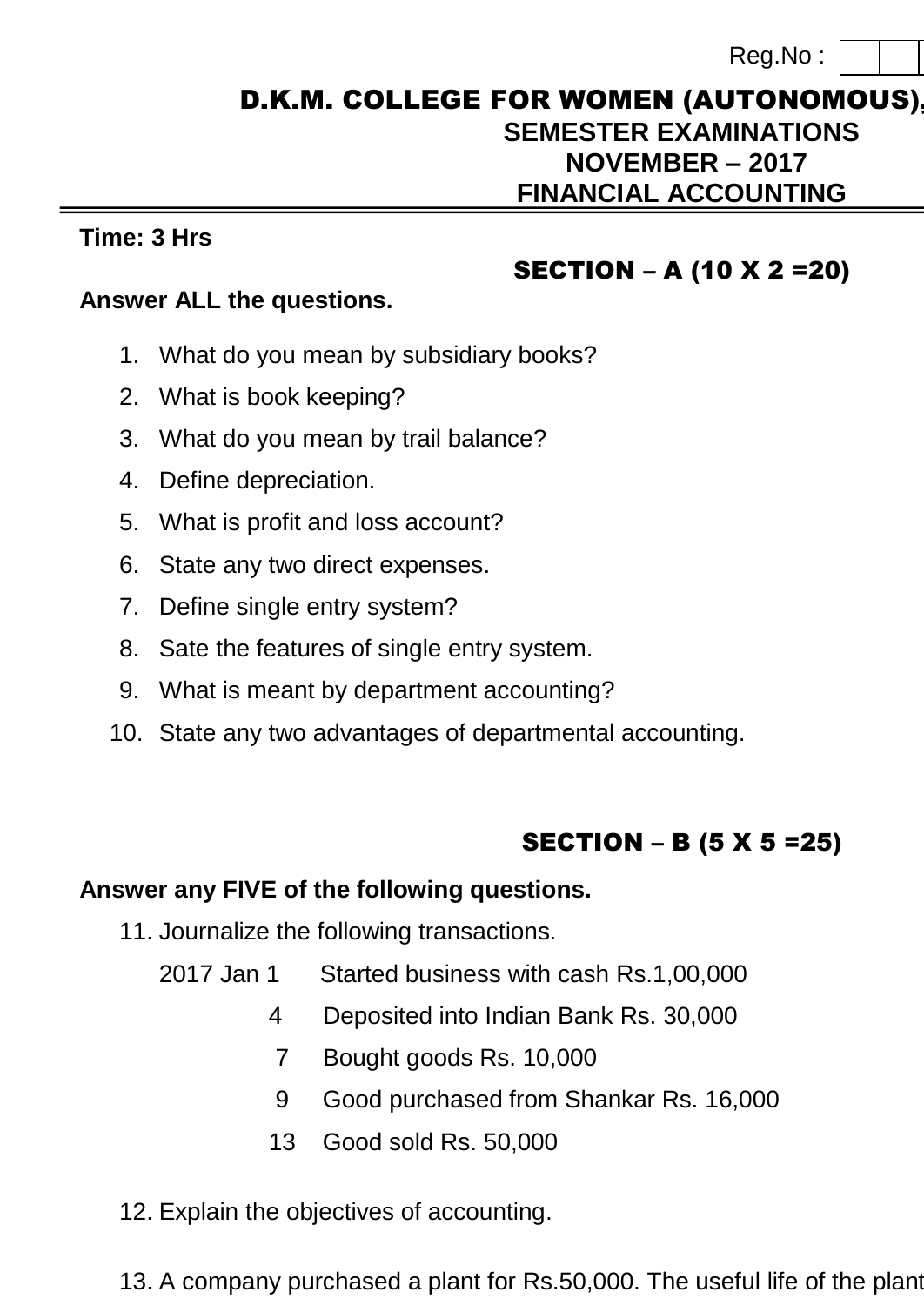Reg.No :

# D.K.M. COLLEGE FOR WOMEN (AUTONOMOUS),

## SEMESTER EXAMINATIONS

## NOVEMBER – 2017

## FINANCIAL ACCOUNTING

**Time: 3 Hrs**

### SECTION – A (10 X 2 =20)

**Answer ALL the questions.**

1. What do you mean by subsidiary books?
2. What is book keeping?
3. What do you mean by trail balance?
4. Define depreciation.
5. What is profit and loss account?
6. State any two direct expenses.
7. Define single entry system?
8. Sate the features of single entry system.
9. What is meant by department accounting?
10. State any two advantages of departmental accounting.

### SECTION – B (5 X 5 =25)

**Answer any FIVE of the following questions.**

11. Journalize the following transactions.

    2017 Jan 1 Started business with cash Rs.1,00,000

    4 Deposited into Indian Bank Rs. 30,000

    7 Bought goods Rs. 10,000

    9 Good purchased from Shankar Rs. 16,000

    13 Good sold Rs. 50,000

12. Explain the objectives of accounting.

13. A company purchased a plant for Rs.50,000. The useful life of the plant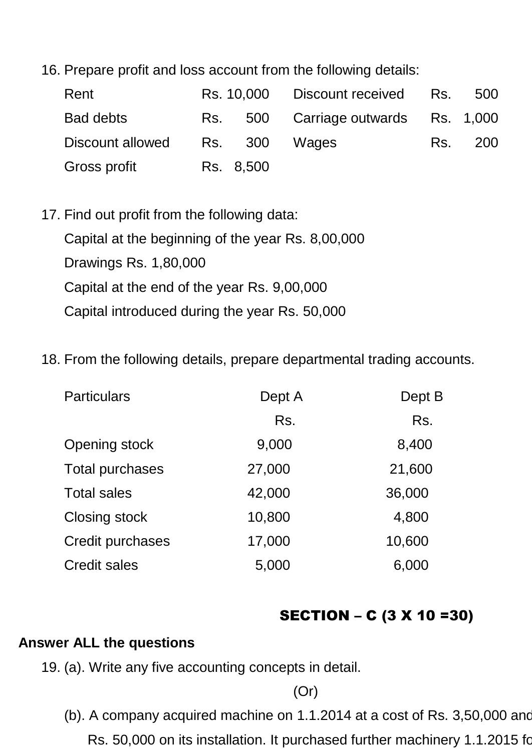16. Prepare profit and loss account from the following details:

| | | | |
|---|---|---|---|
| Rent | Rs. 10,000 | Discount received | Rs. 500 |
| Bad debts | Rs. 500 | Carriage outwards | Rs. 1,000 |
| Discount allowed | Rs. 300 | Wages | Rs. 200 |
| Gross profit | Rs. 8,500 | | |

17. Find out profit from the following data:

    Capital at the beginning of the year Rs. 8,00,000

    Drawings Rs. 1,80,000

    Capital at the end of the year Rs. 9,00,000

    Capital introduced during the year Rs. 50,000

18. From the following details, prepare departmental trading accounts.

| Particulars | Dept A | Dept B |
|---|---|---|
| | Rs. | Rs. |
| Opening stock | 9,000 | 8,400 |
| Total purchases | 27,000 | 21,600 |
| Total sales | 42,000 | 36,000 |
| Closing stock | 10,800 | 4,800 |
| Credit purchases | 17,000 | 10,600 |
| Credit sales | 5,000 | 6,000 |

## SECTION – C (3 X 10 =30)

**Answer ALL the questions**

19. (a). Write any five accounting concepts in detail.

    (Or)

    (b). A company acquired machine on 1.1.2014 at a cost of Rs. 3,50,000 and Rs. 50,000 on its installation. It purchased further machinery 1.1.2015 fo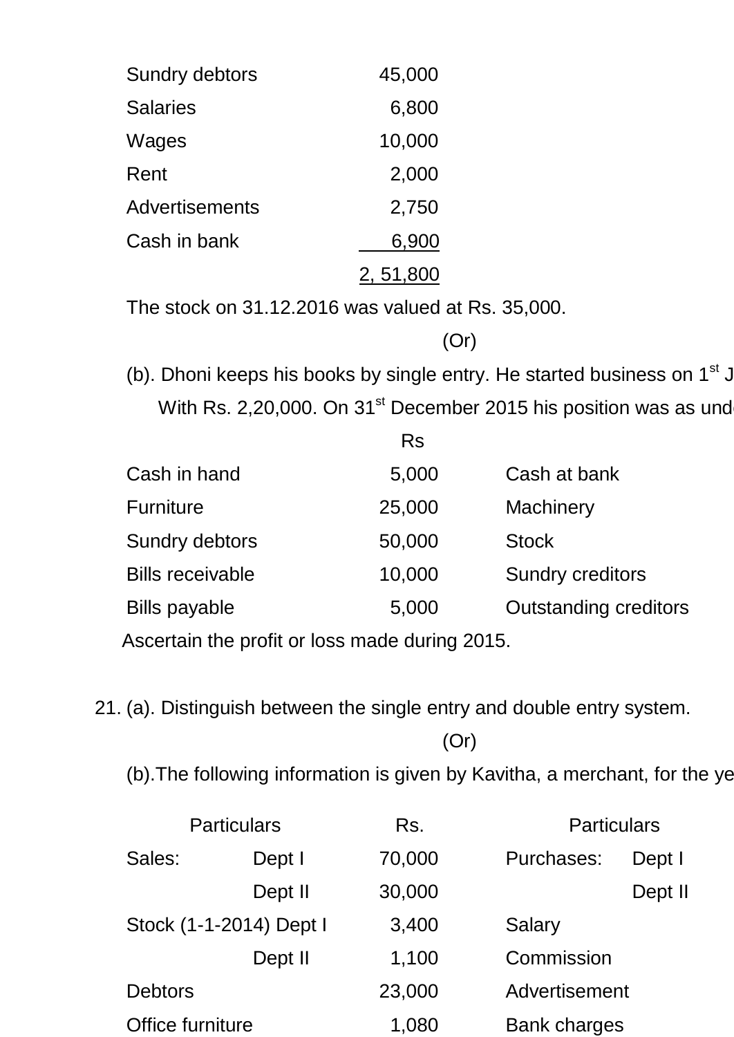| | |
|---|---|
| Sundry debtors | 45,000 |
| Salaries | 6,800 |
| Wages | 10,000 |
| Rent | 2,000 |
| Advertisements | 2,750 |
| Cash in bank | 6,900 |
| | 2, 51,800 |

The stock on 31.12.2016 was valued at Rs. 35,000.

(Or)

(b). Dhoni keeps his books by single entry. He started business on 1st J
With Rs. 2,20,000. On 31st December 2015 his position was as unde

| | Rs | |
|---|---|---|
| Cash in hand | 5,000 | Cash at bank |
| Furniture | 25,000 | Machinery |
| Sundry debtors | 50,000 | Stock |
| Bills receivable | 10,000 | Sundry creditors |
| Bills payable | 5,000 | Outstanding creditors |

Ascertain the profit or loss made during 2015.

21. (a). Distinguish between the single entry and double entry system.

(Or)

(b).The following information is given by Kavitha, a merchant, for the ye

| Particulars | | Rs. | Particulars | |
|---|---|---|---|---|
| Sales: | Dept I | 70,000 | Purchases: | Dept I |
| | Dept II | 30,000 | | Dept II |
| Stock (1-1-2014) | Dept I | 3,400 | Salary | |
| | Dept II | 1,100 | Commission | |
| Debtors | | 23,000 | Advertisement | |
| Office furniture | | 1,080 | Bank charges | |